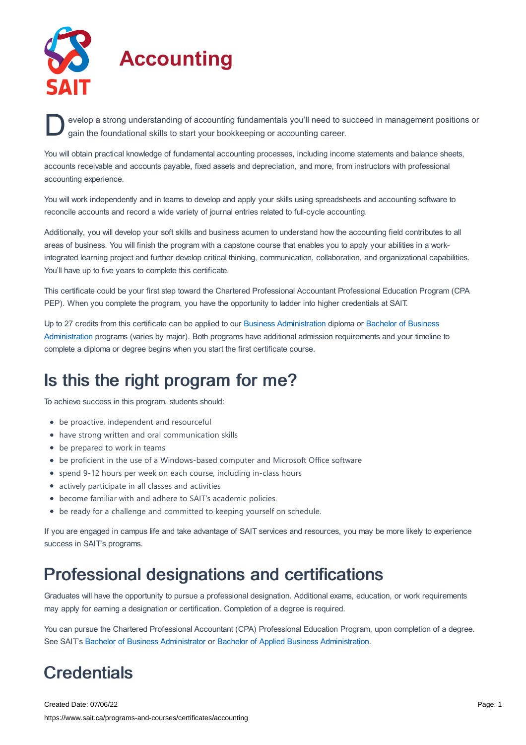# Accounting

Develop a strong understanding of accounting fundamentals you'll need to succeed in management positions or gain the foundational skills to start your bookkeeping or accounting career.

You will obtain practical knowledge of fundamental accounting processes, including income statements and balance sheets, accounts receivable and accounts payable, fixed assets and depreciation, and more, from instructors with professional accounting experience.

You will work independently and in teams to develop and apply your skills using spreadsheets and accounting software to reconcile accounts and record a wide variety of journal entries related to full-cycle accounting.

Additionally, you will develop your soft skills and business acumen to understand how the accounting field contributes to all areas of business. You will finish the program with a capstone course that enables you to apply your abilities in a work-integrated learning project and further develop critical thinking, communication, collaboration, and organizational capabilities. You'll have up to five years to complete this certificate.

This certificate could be your first step toward the Chartered Professional Accountant Professional Education Program (CPA PEP). When you complete the program, you have the opportunity to ladder into higher credentials at SAIT.

Up to 27 credits from this certificate can be applied to our Business Administration diploma or Bachelor of Business Administration programs (varies by major). Both programs have additional admission requirements and your timeline to complete a diploma or degree begins when you start the first certificate course.

## Is this the right program for me?

To achieve success in this program, students should:

- be proactive, independent and resourceful
- have strong written and oral communication skills
- be prepared to work in teams
- be proficient in the use of a Windows-based computer and Microsoft Office software
- spend 9-12 hours per week on each course, including in-class hours
- actively participate in all classes and activities
- become familiar with and adhere to SAIT's academic policies.
- be ready for a challenge and committed to keeping yourself on schedule.

If you are engaged in campus life and take advantage of SAIT services and resources, you may be more likely to experience success in SAIT's programs.

## Professional designations and certifications

Graduates will have the opportunity to pursue a professional designation. Additional exams, education, or work requirements may apply for earning a designation or certification. Completion of a degree is required.

You can pursue the Chartered Professional Accountant (CPA) Professional Education Program, upon completion of a degree. See SAIT's Bachelor of Business Administrator or Bachelor of Applied Business Administration.

## Credentials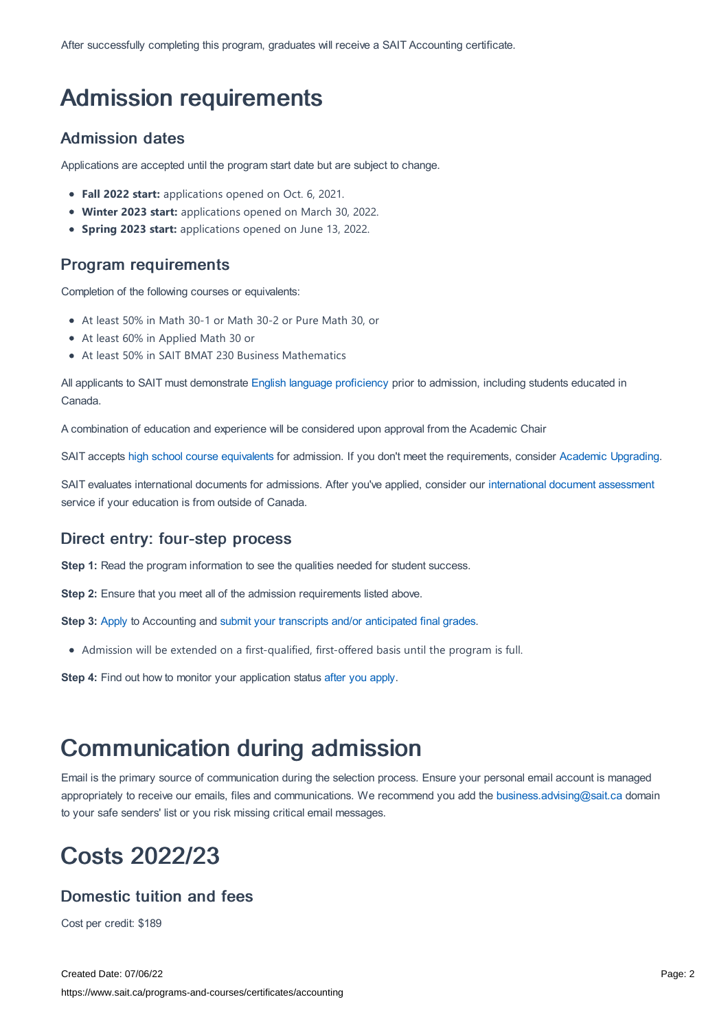After successfully completing this program, graduates will receive a SAIT Accounting certificate.

# Admission requirements

## Admission dates

Applications are accepted until the program start date but are subject to change.

- **Fall 2022 start:** applications opened on Oct. 6, 2021.
- **Winter 2023 start:** applications opened on March 30, 2022.
- **Spring 2023 start:** applications opened on June 13, 2022.

## Program requirements

Completion of the following courses or equivalents:

- At least 50% in Math 30-1 or Math 30-2 or Pure Math 30, or
- At least 60% in Applied Math 30 or
- At least 50% in SAIT BMAT 230 Business Mathematics

All applicants to SAIT must demonstrate English language proficiency prior to admission, including students educated in Canada.

A combination of education and experience will be considered upon approval from the Academic Chair

SAIT accepts high school course equivalents for admission. If you don't meet the requirements, consider Academic Upgrading.

SAIT evaluates international documents for admissions. After you've applied, consider our international document assessment service if your education is from outside of Canada.

## Direct entry: four-step process

**Step 1:** Read the program information to see the qualities needed for student success.

**Step 2:** Ensure that you meet all of the admission requirements listed above.

**Step 3:** Apply to Accounting and submit your transcripts and/or anticipated final grades.

- Admission will be extended on a first-qualified, first-offered basis until the program is full.

**Step 4:** Find out how to monitor your application status after you apply.

# Communication during admission

Email is the primary source of communication during the selection process. Ensure your personal email account is managed appropriately to receive our emails, files and communications. We recommend you add the business.advising@sait.ca domain to your safe senders' list or you risk missing critical email messages.

# Costs 2022/23

## Domestic tuition and fees

Cost per credit: $189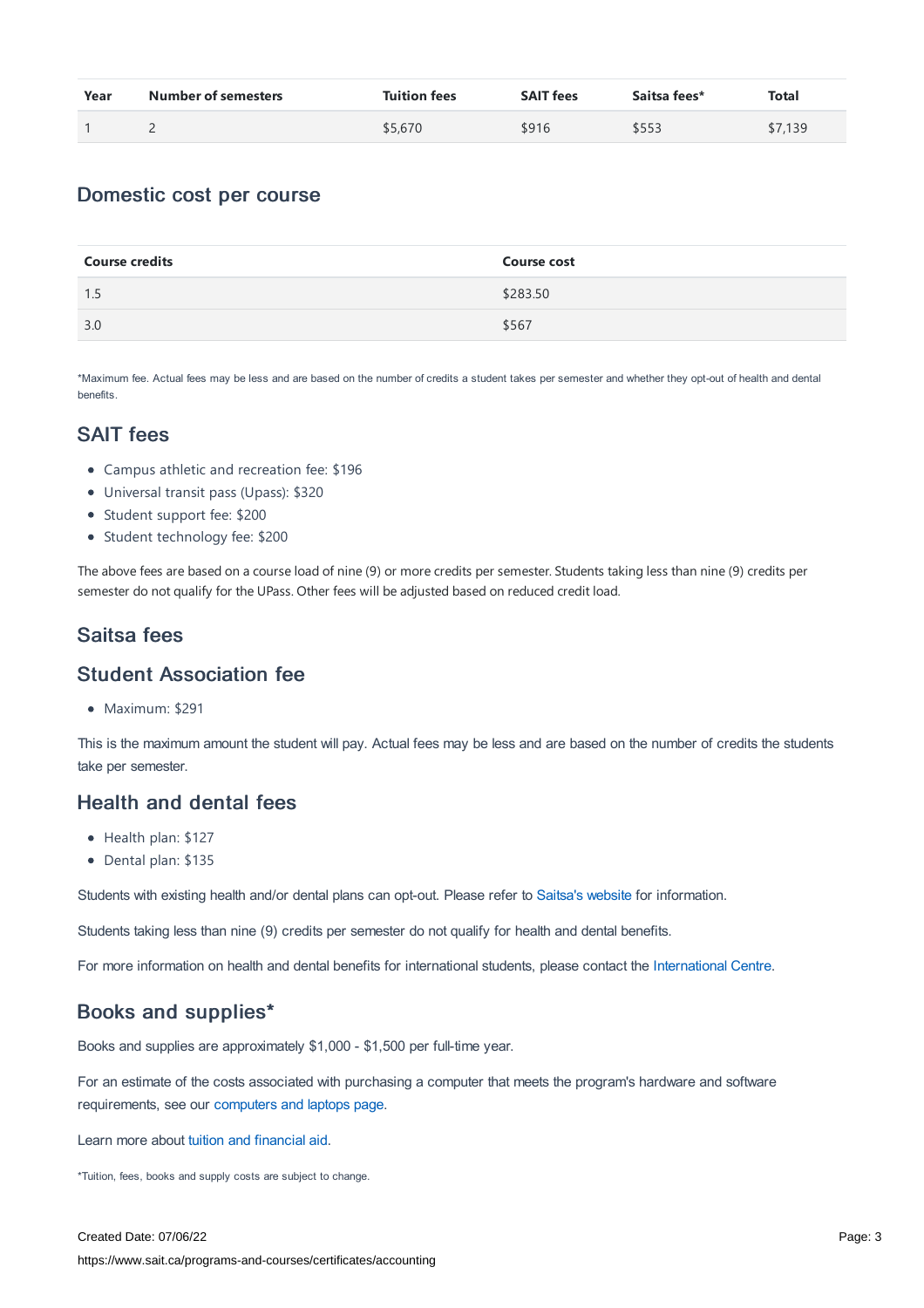| Year | Number of semesters | Tuition fees | SAIT fees | Saitsa fees* | Total |
| --- | --- | --- | --- | --- | --- |
| 1 | 2 | $5,670 | $916 | $553 | $7,139 |

## Domestic cost per course

| Course credits | Course cost |
| --- | --- |
| 1.5 | $283.50 |
| 3.0 | $567 |

*Maximum fee. Actual fees may be less and are based on the number of credits a student takes per semester and whether they opt-out of health and dental benefits.

## SAIT fees

- Campus athletic and recreation fee: $196
- Universal transit pass (Upass): $320
- Student support fee: $200
- Student technology fee: $200

The above fees are based on a course load of nine (9) or more credits per semester. Students taking less than nine (9) credits per semester do not qualify for the UPass. Other fees will be adjusted based on reduced credit load.

## Saitsa fees

## Student Association fee

- Maximum: $291

This is the maximum amount the student will pay. Actual fees may be less and are based on the number of credits the students take per semester.

## Health and dental fees

- Health plan: $127
- Dental plan: $135

Students with existing health and/or dental plans can opt-out. Please refer to Saitsa's website for information.

Students taking less than nine (9) credits per semester do not qualify for health and dental benefits.

For more information on health and dental benefits for international students, please contact the International Centre.

## Books and supplies*

Books and supplies are approximately $1,000 - $1,500 per full-time year.

For an estimate of the costs associated with purchasing a computer that meets the program's hardware and software requirements, see our computers and laptops page.

Learn more about tuition and financial aid.

*Tuition, fees, books and supply costs are subject to change.